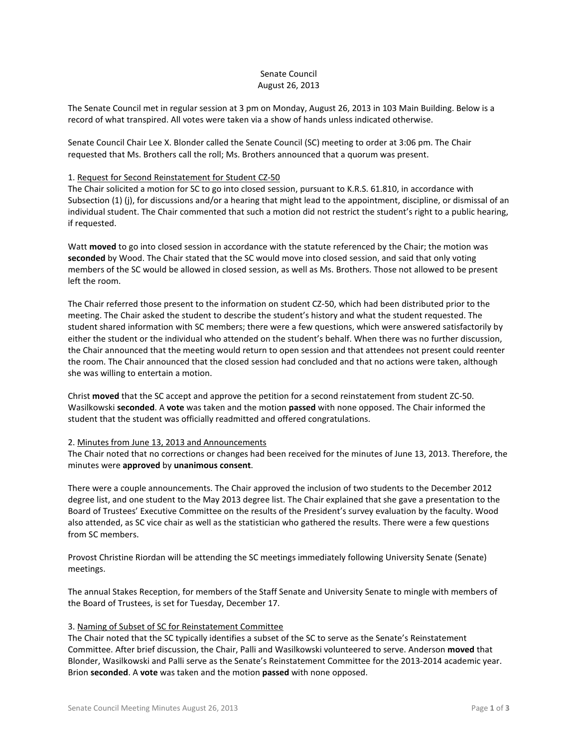Senate Council
August 26, 2013

The Senate Council met in regular session at 3 pm on Monday, August 26, 2013 in 103 Main Building. Below is a record of what transpired. All votes were taken via a show of hands unless indicated otherwise.

Senate Council Chair Lee X. Blonder called the Senate Council (SC) meeting to order at 3:06 pm. The Chair requested that Ms. Brothers call the roll; Ms. Brothers announced that a quorum was present.

1. Request for Second Reinstatement for Student CZ-50

The Chair solicited a motion for SC to go into closed session, pursuant to K.R.S. 61.810, in accordance with Subsection (1) (j), for discussions and/or a hearing that might lead to the appointment, discipline, or dismissal of an individual student. The Chair commented that such a motion did not restrict the student's right to a public hearing, if requested.

Watt **moved** to go into closed session in accordance with the statute referenced by the Chair; the motion was **seconded** by Wood. The Chair stated that the SC would move into closed session, and said that only voting members of the SC would be allowed in closed session, as well as Ms. Brothers. Those not allowed to be present left the room.

The Chair referred those present to the information on student CZ-50, which had been distributed prior to the meeting. The Chair asked the student to describe the student's history and what the student requested. The student shared information with SC members; there were a few questions, which were answered satisfactorily by either the student or the individual who attended on the student's behalf. When there was no further discussion, the Chair announced that the meeting would return to open session and that attendees not present could reenter the room. The Chair announced that the closed session had concluded and that no actions were taken, although she was willing to entertain a motion.

Christ **moved** that the SC accept and approve the petition for a second reinstatement from student ZC-50. Wasilkowski **seconded**. A **vote** was taken and the motion **passed** with none opposed. The Chair informed the student that the student was officially readmitted and offered congratulations.

2. Minutes from June 13, 2013 and Announcements

The Chair noted that no corrections or changes had been received for the minutes of June 13, 2013. Therefore, the minutes were **approved** by **unanimous consent**.

There were a couple announcements. The Chair approved the inclusion of two students to the December 2012 degree list, and one student to the May 2013 degree list. The Chair explained that she gave a presentation to the Board of Trustees' Executive Committee on the results of the President's survey evaluation by the faculty. Wood also attended, as SC vice chair as well as the statistician who gathered the results. There were a few questions from SC members.

Provost Christine Riordan will be attending the SC meetings immediately following University Senate (Senate) meetings.

The annual Stakes Reception, for members of the Staff Senate and University Senate to mingle with members of the Board of Trustees, is set for Tuesday, December 17.

3. Naming of Subset of SC for Reinstatement Committee

The Chair noted that the SC typically identifies a subset of the SC to serve as the Senate's Reinstatement Committee. After brief discussion, the Chair, Palli and Wasilkowski volunteered to serve. Anderson **moved** that Blonder, Wasilkowski and Palli serve as the Senate's Reinstatement Committee for the 2013-2014 academic year. Brion **seconded**. A **vote** was taken and the motion **passed** with none opposed.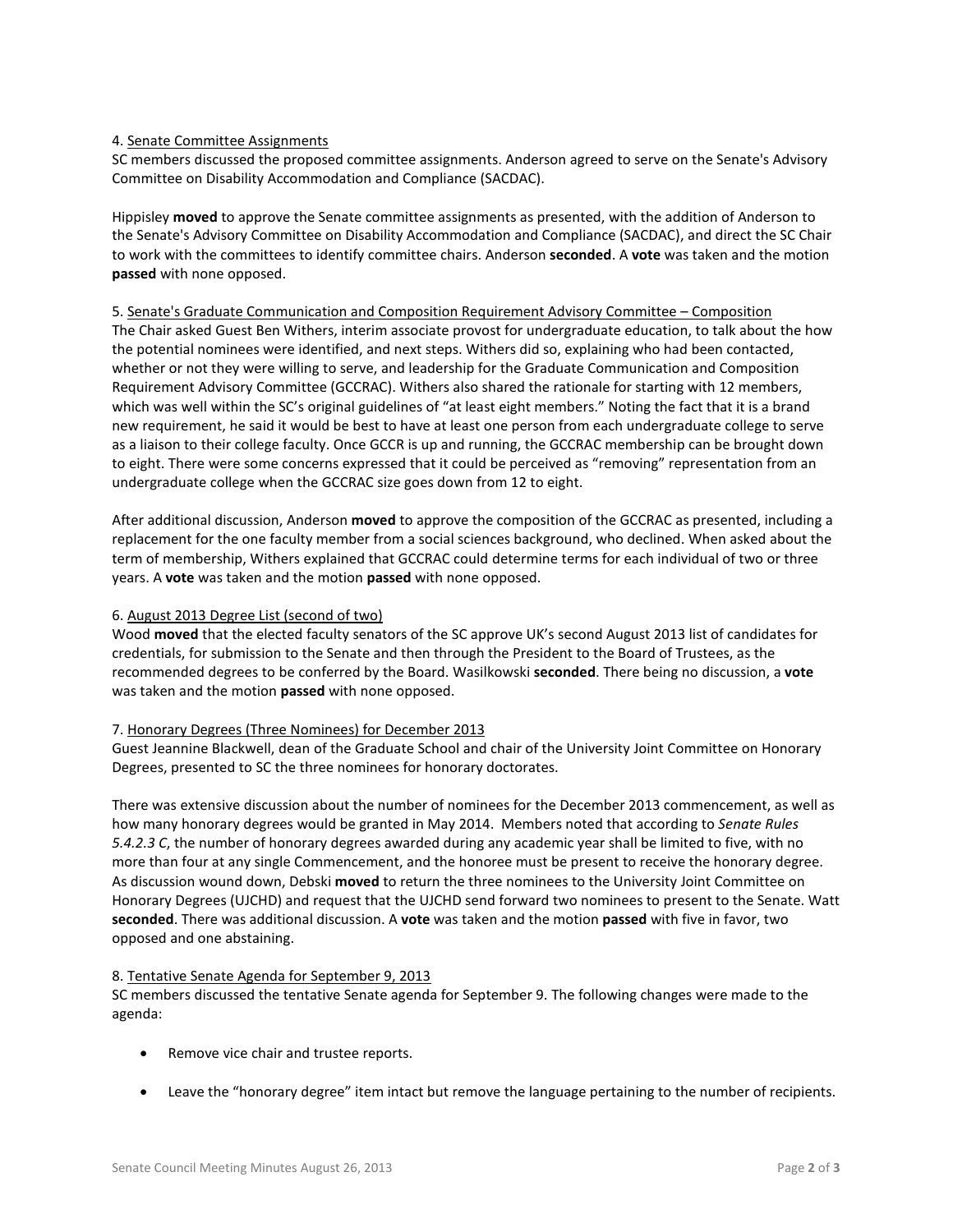4. Senate Committee Assignments

SC members discussed the proposed committee assignments. Anderson agreed to serve on the Senate's Advisory Committee on Disability Accommodation and Compliance (SACDAC).

Hippisley **moved** to approve the Senate committee assignments as presented, with the addition of Anderson to the Senate's Advisory Committee on Disability Accommodation and Compliance (SACDAC), and direct the SC Chair to work with the committees to identify committee chairs. Anderson **seconded**. A **vote** was taken and the motion **passed** with none opposed.

5. Senate's Graduate Communication and Composition Requirement Advisory Committee – Composition

The Chair asked Guest Ben Withers, interim associate provost for undergraduate education, to talk about the how the potential nominees were identified, and next steps. Withers did so, explaining who had been contacted, whether or not they were willing to serve, and leadership for the Graduate Communication and Composition Requirement Advisory Committee (GCCRAC). Withers also shared the rationale for starting with 12 members, which was well within the SC's original guidelines of "at least eight members." Noting the fact that it is a brand new requirement, he said it would be best to have at least one person from each undergraduate college to serve as a liaison to their college faculty. Once GCCR is up and running, the GCCRAC membership can be brought down to eight. There were some concerns expressed that it could be perceived as "removing" representation from an undergraduate college when the GCCRAC size goes down from 12 to eight.

After additional discussion, Anderson **moved** to approve the composition of the GCCRAC as presented, including a replacement for the one faculty member from a social sciences background, who declined. When asked about the term of membership, Withers explained that GCCRAC could determine terms for each individual of two or three years. A **vote** was taken and the motion **passed** with none opposed.

6. August 2013 Degree List (second of two)

Wood **moved** that the elected faculty senators of the SC approve UK's second August 2013 list of candidates for credentials, for submission to the Senate and then through the President to the Board of Trustees, as the recommended degrees to be conferred by the Board. Wasilkowski **seconded**. There being no discussion, a **vote** was taken and the motion **passed** with none opposed.

7. Honorary Degrees (Three Nominees) for December 2013

Guest Jeannine Blackwell, dean of the Graduate School and chair of the University Joint Committee on Honorary Degrees, presented to SC the three nominees for honorary doctorates.

There was extensive discussion about the number of nominees for the December 2013 commencement, as well as how many honorary degrees would be granted in May 2014. Members noted that according to *Senate Rules 5.4.2.3 C*, the number of honorary degrees awarded during any academic year shall be limited to five, with no more than four at any single Commencement, and the honoree must be present to receive the honorary degree. As discussion wound down, Debski **moved** to return the three nominees to the University Joint Committee on Honorary Degrees (UJCHD) and request that the UJCHD send forward two nominees to present to the Senate. Watt **seconded**. There was additional discussion. A **vote** was taken and the motion **passed** with five in favor, two opposed and one abstaining.

8. Tentative Senate Agenda for September 9, 2013

SC members discussed the tentative Senate agenda for September 9. The following changes were made to the agenda:

- Remove vice chair and trustee reports.
- Leave the "honorary degree" item intact but remove the language pertaining to the number of recipients.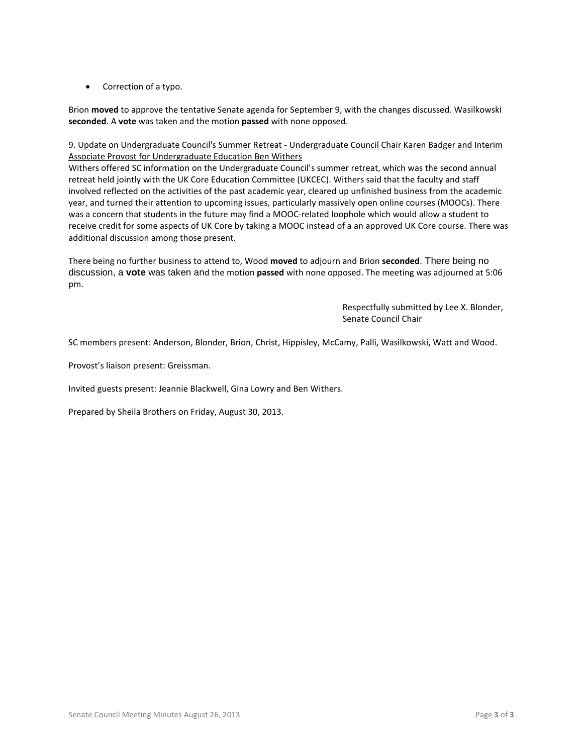- Correction of a typo.

Brion **moved** to approve the tentative Senate agenda for September 9, with the changes discussed. Wasilkowski **seconded**. A **vote** was taken and the motion **passed** with none opposed.

9. Update on Undergraduate Council's Summer Retreat - Undergraduate Council Chair Karen Badger and Interim Associate Provost for Undergraduate Education Ben Withers

Withers offered SC information on the Undergraduate Council's summer retreat, which was the second annual retreat held jointly with the UK Core Education Committee (UKCEC). Withers said that the faculty and staff involved reflected on the activities of the past academic year, cleared up unfinished business from the academic year, and turned their attention to upcoming issues, particularly massively open online courses (MOOCs). There was a concern that students in the future may find a MOOC-related loophole which would allow a student to receive credit for some aspects of UK Core by taking a MOOC instead of a an approved UK Core course. There was additional discussion among those present.

There being no further business to attend to, Wood **moved** to adjourn and Brion **seconded**. There being no discussion, a **vote** was taken and the motion **passed** with none opposed. The meeting was adjourned at 5:06 pm.

Respectfully submitted by Lee X. Blonder,
Senate Council Chair

SC members present: Anderson, Blonder, Brion, Christ, Hippisley, McCamy, Palli, Wasilkowski, Watt and Wood.

Provost's liaison present: Greissman.

Invited guests present: Jeannie Blackwell, Gina Lowry and Ben Withers.

Prepared by Sheila Brothers on Friday, August 30, 2013.